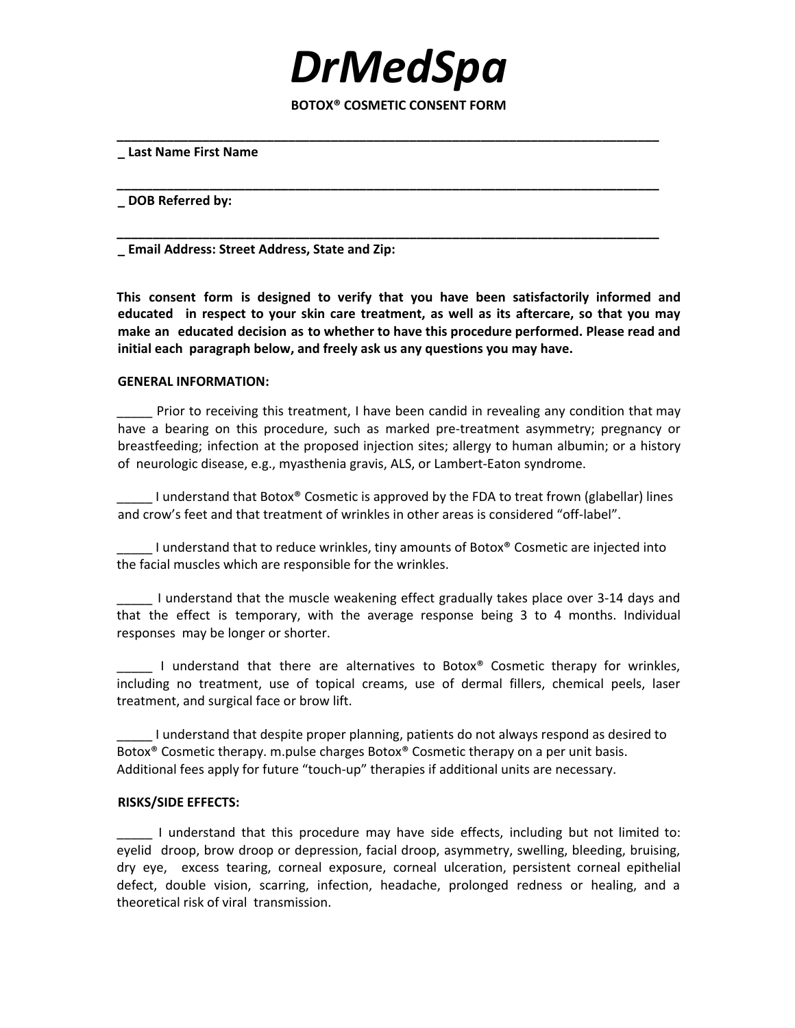# DrMedSpa

**BOTOX® COSMETIC CONSENT FORM**

**_____________________________________________________________________________**

**_ Last Name First Name**

**_____________________________________________________________________________**

**_ DOB Referred by:**

**_____________________________________________________________________________**

**_ Email Address: Street Address, State and Zip:**

**This consent form is designed to verify that you have been satisfactorily informed and educated in respect to your skin care treatment, as well as its aftercare, so that you may make an educated decision as to whether to have this procedure performed. Please read and initial each paragraph below, and freely ask us any questions you may have.**

**GENERAL INFORMATION:**

_____ Prior to receiving this treatment, I have been candid in revealing any condition that may have a bearing on this procedure, such as marked pre-treatment asymmetry; pregnancy or breastfeeding; infection at the proposed injection sites; allergy to human albumin; or a history of neurologic disease, e.g., myasthenia gravis, ALS, or Lambert-Eaton syndrome.

_____ I understand that Botox® Cosmetic is approved by the FDA to treat frown (glabellar) lines and crow's feet and that treatment of wrinkles in other areas is considered "off-label".

_____ I understand that to reduce wrinkles, tiny amounts of Botox® Cosmetic are injected into the facial muscles which are responsible for the wrinkles.

_____ I understand that the muscle weakening effect gradually takes place over 3-14 days and that the effect is temporary, with the average response being 3 to 4 months. Individual responses may be longer or shorter.

_____ I understand that there are alternatives to Botox® Cosmetic therapy for wrinkles, including no treatment, use of topical creams, use of dermal fillers, chemical peels, laser treatment, and surgical face or brow lift.

_____ I understand that despite proper planning, patients do not always respond as desired to Botox® Cosmetic therapy. m.pulse charges Botox® Cosmetic therapy on a per unit basis. Additional fees apply for future "touch-up" therapies if additional units are necessary.

**RISKS/SIDE EFFECTS:**

_____ I understand that this procedure may have side effects, including but not limited to: eyelid droop, brow droop or depression, facial droop, asymmetry, swelling, bleeding, bruising, dry eye, excess tearing, corneal exposure, corneal ulceration, persistent corneal epithelial defect, double vision, scarring, infection, headache, prolonged redness or healing, and a theoretical risk of viral transmission.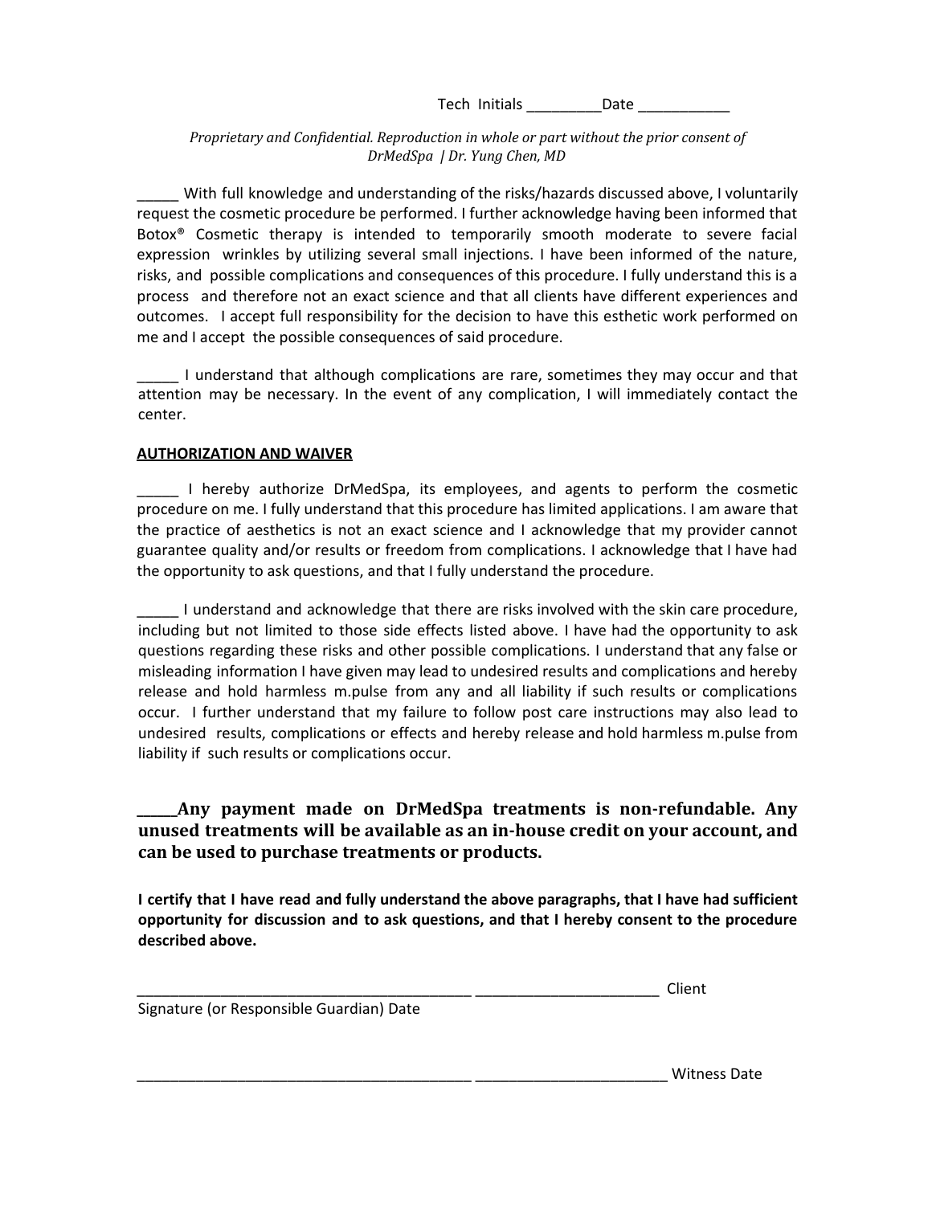Tech Initials _________Date ___________

*Proprietary and Confidential. Reproduction in whole or part without the prior consent of DrMedSpa | Dr. Yung Chen, MD*

_____ With full knowledge and understanding of the risks/hazards discussed above, I voluntarily request the cosmetic procedure be performed. I further acknowledge having been informed that Botox® Cosmetic therapy is intended to temporarily smooth moderate to severe facial expression wrinkles by utilizing several small injections. I have been informed of the nature, risks, and possible complications and consequences of this procedure. I fully understand this is a process and therefore not an exact science and that all clients have different experiences and outcomes. I accept full responsibility for the decision to have this esthetic work performed on me and I accept the possible consequences of said procedure.

_____ I understand that although complications are rare, sometimes they may occur and that attention may be necessary. In the event of any complication, I will immediately contact the center.

**AUTHORIZATION AND WAIVER**

_____ I hereby authorize DrMedSpa, its employees, and agents to perform the cosmetic procedure on me. I fully understand that this procedure has limited applications. I am aware that the practice of aesthetics is not an exact science and I acknowledge that my provider cannot guarantee quality and/or results or freedom from complications. I acknowledge that I have had the opportunity to ask questions, and that I fully understand the procedure.

_____ I understand and acknowledge that there are risks involved with the skin care procedure, including but not limited to those side effects listed above. I have had the opportunity to ask questions regarding these risks and other possible complications. I understand that any false or misleading information I have given may lead to undesired results and complications and hereby release and hold harmless m.pulse from any and all liability if such results or complications occur. I further understand that my failure to follow post care instructions may also lead to undesired results, complications or effects and hereby release and hold harmless m.pulse from liability if such results or complications occur.

**_____Any payment made on DrMedSpa treatments is non-refundable. Any unused treatments will be available as an in-house credit on your account, and can be used to purchase treatments or products.**

**I certify that I have read and fully understand the above paragraphs, that I have had sufficient opportunity for discussion and to ask questions, and that I hereby consent to the procedure described above.**

__________________________________________ ______________________ Client Signature (or Responsible Guardian) Date

__________________________________________ ________________________ Witness Date